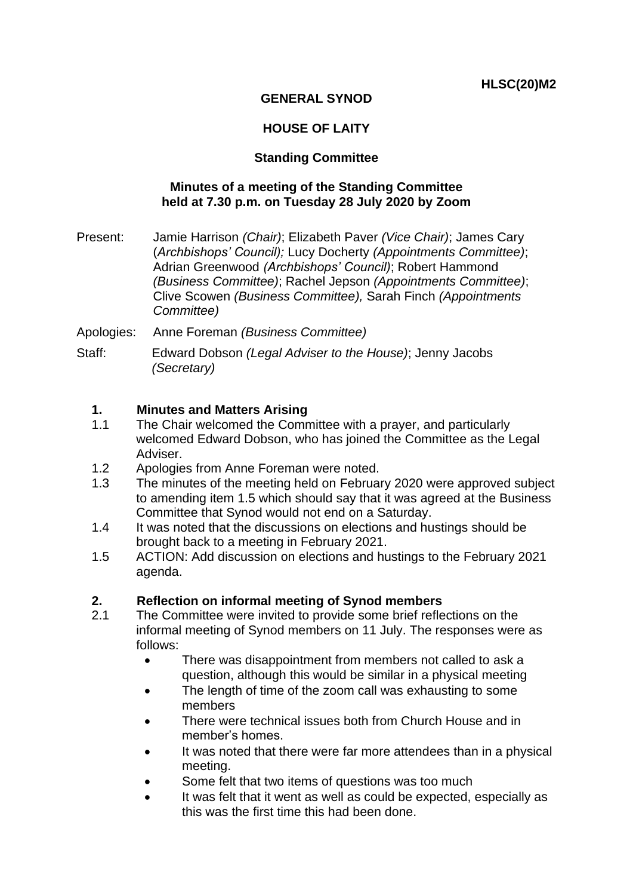**HLSC(20)M2**

**GENERAL SYNOD**

**HOUSE OF LAITY**

**Standing Committee**

**Minutes of a meeting of the Standing Committee held at 7.30 p.m. on Tuesday 28 July 2020 by Zoom**

Present: Jamie Harrison *(Chair)*; Elizabeth Paver *(Vice Chair)*; James Cary (*Archbishops' Council);* Lucy Docherty *(Appointments Committee)*; Adrian Greenwood *(Archbishops' Council)*; Robert Hammond *(Business Committee)*; Rachel Jepson *(Appointments Committee)*; Clive Scowen *(Business Committee),* Sarah Finch *(Appointments Committee)*

Apologies: Anne Foreman *(Business Committee)*

Staff: Edward Dobson *(Legal Adviser to the House)*; Jenny Jacobs *(Secretary)*

## 1. Minutes and Matters Arising

1.1 The Chair welcomed the Committee with a prayer, and particularly welcomed Edward Dobson, who has joined the Committee as the Legal Adviser.

1.2 Apologies from Anne Foreman were noted.

1.3 The minutes of the meeting held on February 2020 were approved subject to amending item 1.5 which should say that it was agreed at the Business Committee that Synod would not end on a Saturday.

1.4 It was noted that the discussions on elections and hustings should be brought back to a meeting in February 2021.

1.5 ACTION: Add discussion on elections and hustings to the February 2021 agenda.

## 2. Reflection on informal meeting of Synod members

2.1 The Committee were invited to provide some brief reflections on the informal meeting of Synod members on 11 July. The responses were as follows:

- There was disappointment from members not called to ask a question, although this would be similar in a physical meeting
- The length of time of the zoom call was exhausting to some members
- There were technical issues both from Church House and in member's homes.
- It was noted that there were far more attendees than in a physical meeting.
- Some felt that two items of questions was too much
- It was felt that it went as well as could be expected, especially as this was the first time this had been done.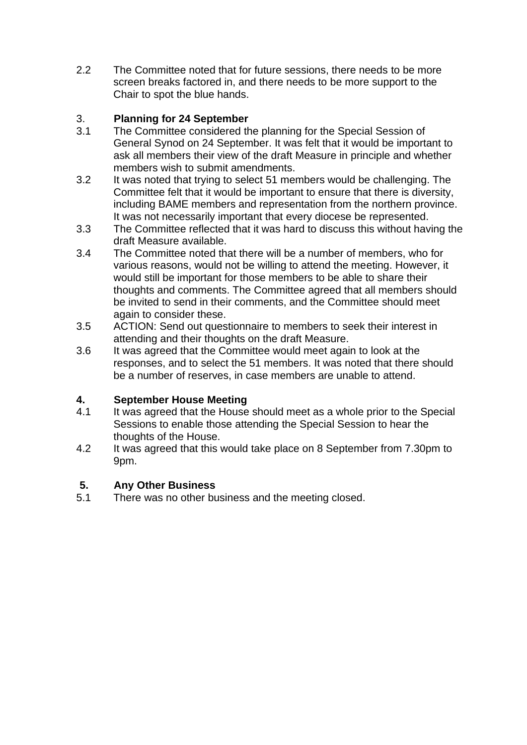2.2 The Committee noted that for future sessions, there needs to be more screen breaks factored in, and there needs to be more support to the Chair to spot the blue hands.

## 3. Planning for 24 September

3.1 The Committee considered the planning for the Special Session of General Synod on 24 September. It was felt that it would be important to ask all members their view of the draft Measure in principle and whether members wish to submit amendments.

3.2 It was noted that trying to select 51 members would be challenging. The Committee felt that it would be important to ensure that there is diversity, including BAME members and representation from the northern province. It was not necessarily important that every diocese be represented.

3.3 The Committee reflected that it was hard to discuss this without having the draft Measure available.

3.4 The Committee noted that there will be a number of members, who for various reasons, would not be willing to attend the meeting. However, it would still be important for those members to be able to share their thoughts and comments. The Committee agreed that all members should be invited to send in their comments, and the Committee should meet again to consider these.

3.5 ACTION: Send out questionnaire to members to seek their interest in attending and their thoughts on the draft Measure.

3.6 It was agreed that the Committee would meet again to look at the responses, and to select the 51 members. It was noted that there should be a number of reserves, in case members are unable to attend.

## 4. September House Meeting

4.1 It was agreed that the House should meet as a whole prior to the Special Sessions to enable those attending the Special Session to hear the thoughts of the House.

4.2 It was agreed that this would take place on 8 September from 7.30pm to 9pm.

## 5. Any Other Business

5.1 There was no other business and the meeting closed.